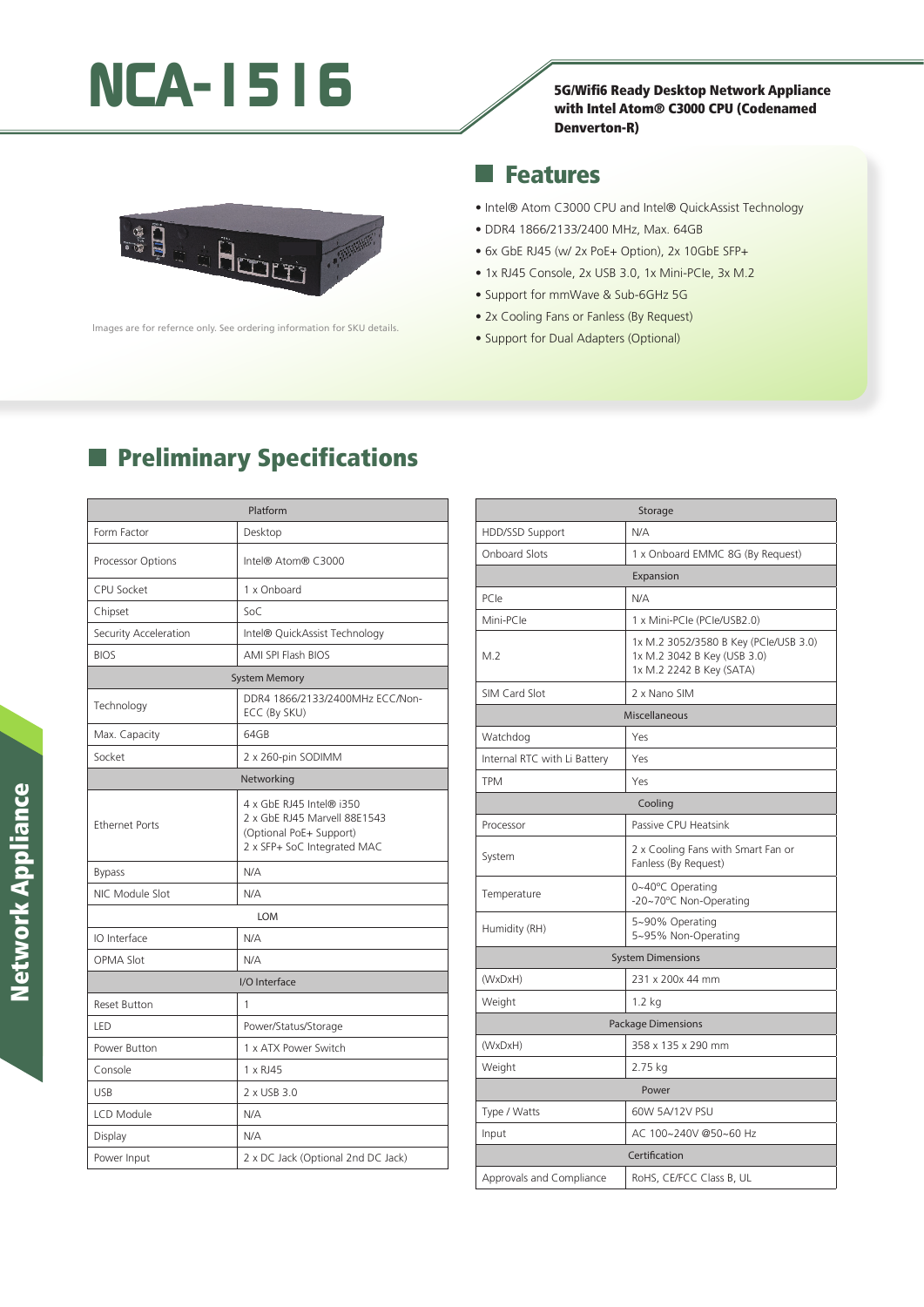# NCA-1516

**5G/Wifi6 Ready Desktop Network Appliance with Intel Atom® C3000 CPU (Codenamed Denverton-R)**

Images are for refernce only. See ordering information for SKU details.

## Features

- Intel® Atom C3000 CPU and Intel® QuickAssist Technology
- DDR4 1866/2133/2400 MHz, Max. 64GB
- 6x GbE RJ45 (w/ 2x PoE+ Option), 2x 10GbE SFP+
- 1x RJ45 Console, 2x USB 3.0, 1x Mini-PCIe, 3x M.2
- Support for mmWave & Sub-6GHz 5G
- 2x Cooling Fans or Fanless (By Request)
- Support for Dual Adapters (Optional)

## Preliminary Specifications

| Platform | |
|---|---|
| Form Factor | Desktop |
| Processor Options | Intel® Atom® C3000 |
| CPU Socket | 1 x Onboard |
| Chipset | SoC |
| Security Acceleration | Intel® QuickAssist Technology |
| BIOS | AMI SPI Flash BIOS |
| **System Memory** | |
| Technology | DDR4 1866/2133/2400MHz ECC/Non-ECC (By SKU) |
| Max. Capacity | 64GB |
| Socket | 2 x 260-pin SODIMM |
| **Networking** | |
| Ethernet Ports | 4 x GbE RJ45 Intel® i350<br>2 x GbE RJ45 Marvell 88E1543 (Optional PoE+ Support)<br>2 x SFP+ SoC Integrated MAC |
| Bypass | N/A |
| NIC Module Slot | N/A |
| **LOM** | |
| IO Interface | N/A |
| OPMA Slot | N/A |
| **I/O Interface** | |
| Reset Button | 1 |
| LED | Power/Status/Storage |
| Power Button | 1 x ATX Power Switch |
| Console | 1 x RJ45 |
| USB | 2 x USB 3.0 |
| LCD Module | N/A |
| Display | N/A |
| Power Input | 2 x DC Jack (Optional 2nd DC Jack) |

| Storage | |
|---|---|
| HDD/SSD Support | N/A |
| Onboard Slots | 1 x Onboard EMMC 8G (By Request) |
| **Expansion** | |
| PCIe | N/A |
| Mini-PCIe | 1 x Mini-PCIe (PCIe/USB2.0) |
| M.2 | 1x M.2 3052/3580 B Key (PCIe/USB 3.0)<br>1x M.2 3042 B Key (USB 3.0)<br>1x M.2 2242 B Key (SATA) |
| SIM Card Slot | 2 x Nano SIM |
| **Miscellaneous** | |
| Watchdog | Yes |
| Internal RTC with Li Battery | Yes |
| TPM | Yes |
| **Cooling** | |
| Processor | Passive CPU Heatsink |
| System | 2 x Cooling Fans with Smart Fan or Fanless (By Request) |
| Temperature | 0~40°C Operating<br>-20~70°C Non-Operating |
| Humidity (RH) | 5~90% Operating<br>5~95% Non-Operating |
| **System Dimensions** | |
| (WxDxH) | 231 x 200x 44 mm |
| Weight | 1.2 kg |
| **Package Dimensions** | |
| (WxDxH) | 358 x 135 x 290 mm |
| Weight | 2.75 kg |
| **Power** | |
| Type / Watts | 60W 5A/12V PSU |
| Input | AC 100~240V @50~60 Hz |
| **Certification** | |
| Approvals and Compliance | RoHS, CE/FCC Class B, UL |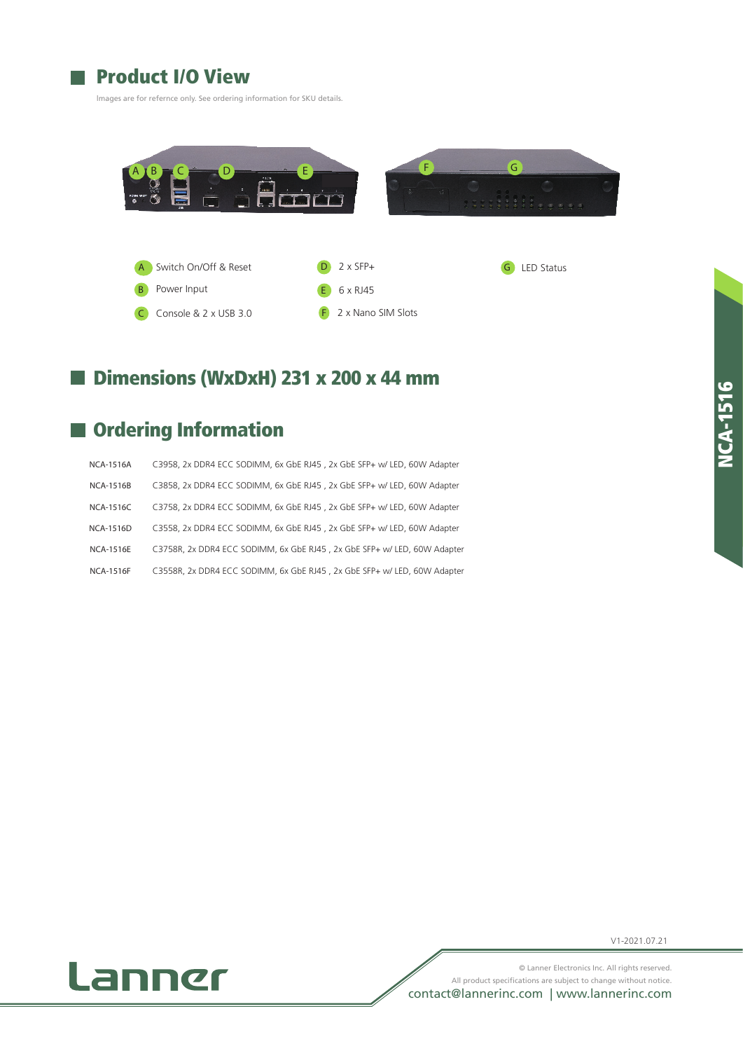## Product I/O View

Images are for refernce only. See ordering information for SKU details.

A Switch On/Off & Reset
B Power Input
C Console & 2 x USB 3.0
D 2 x SFP+
E 6 x RJ45
F 2 x Nano SIM Slots
G LED Status

## Dimensions (WxDxH) 231 x 200 x 44 mm

## Ordering Information

| | |
|---|---|
| NCA-1516A | C3958, 2x DDR4 ECC SODIMM, 6x GbE RJ45 , 2x GbE SFP+ w/ LED, 60W Adapter |
| NCA-1516B | C3858, 2x DDR4 ECC SODIMM, 6x GbE RJ45 , 2x GbE SFP+ w/ LED, 60W Adapter |
| NCA-1516C | C3758, 2x DDR4 ECC SODIMM, 6x GbE RJ45 , 2x GbE SFP+ w/ LED, 60W Adapter |
| NCA-1516D | C3558, 2x DDR4 ECC SODIMM, 6x GbE RJ45 , 2x GbE SFP+ w/ LED, 60W Adapter |
| NCA-1516E | C3758R, 2x DDR4 ECC SODIMM, 6x GbE RJ45 , 2x GbE SFP+ w/ LED, 60W Adapter |
| NCA-1516F | C3558R, 2x DDR4 ECC SODIMM, 6x GbE RJ45 , 2x GbE SFP+ w/ LED, 60W Adapter |

V1-2021.07.21

© Lanner Electronics Inc. All rights reserved.
All product specifications are subject to change without notice.
contact@lannerinc.com | www.lannerinc.com